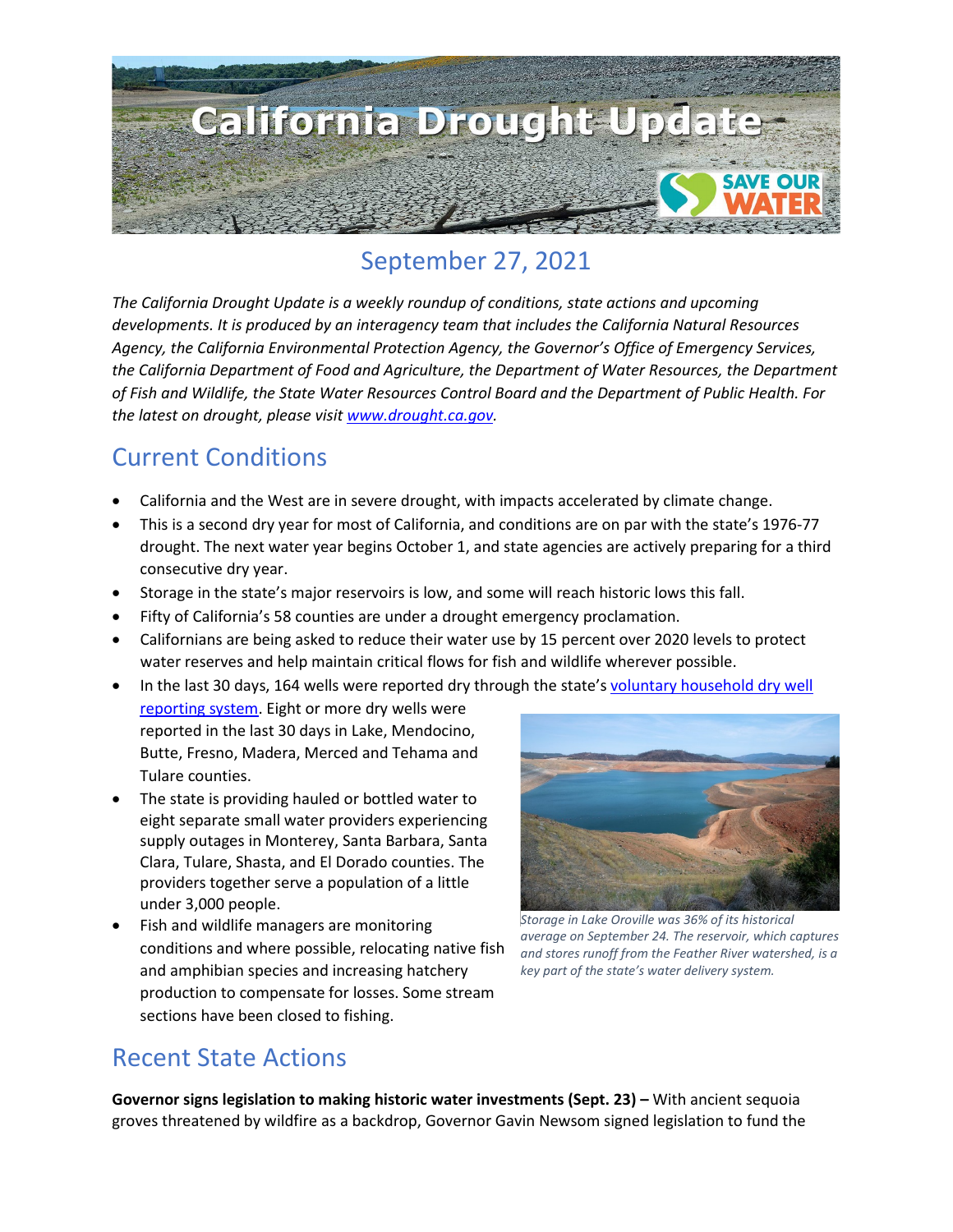# California Drought Update

## September 27, 2021

*The California Drought Update is a weekly roundup of conditions, state actions and upcoming developments. It is produced by an interagency team that includes the California Natural Resources Agency, the California Environmental Protection Agency, the Governor's Office of Emergency Services, the California Department of Food and Agriculture, the Department of Water Resources, the Department of Fish and Wildlife, the State Water Resources Control Board and the Department of Public Health. For the latest on drought, please visit [www.drought.ca.gov](www.drought.ca.gov).*

## Current Conditions

- California and the West are in severe drought, with impacts accelerated by climate change.
- This is a second dry year for most of California, and conditions are on par with the state's 1976-77 drought. The next water year begins October 1, and state agencies are actively preparing for a third consecutive dry year.
- Storage in the state's major reservoirs is low, and some will reach historic lows this fall.
- Fifty of California's 58 counties are under a drought emergency proclamation.
- Californians are being asked to reduce their water use by 15 percent over 2020 levels to protect water reserves and help maintain critical flows for fish and wildlife wherever possible.
- In the last 30 days, 164 wells were reported dry through the state's voluntary household dry well reporting system. Eight or more dry wells were reported in the last 30 days in Lake, Mendocino, Butte, Fresno, Madera, Merced and Tehama and Tulare counties.
- The state is providing hauled or bottled water to eight separate small water providers experiencing supply outages in Monterey, Santa Barbara, Santa Clara, Tulare, Shasta, and El Dorado counties. The providers together serve a population of a little under 3,000 people.
- Fish and wildlife managers are monitoring conditions and where possible, relocating native fish and amphibian species and increasing hatchery production to compensate for losses. Some stream sections have been closed to fishing.

*Storage in Lake Oroville was 36% of its historical average on September 24. The reservoir, which captures and stores runoff from the Feather River watershed, is a key part of the state's water delivery system.*

## Recent State Actions

**Governor signs legislation to making historic water investments (Sept. 23) –** With ancient sequoia groves threatened by wildfire as a backdrop, Governor Gavin Newsom signed legislation to fund the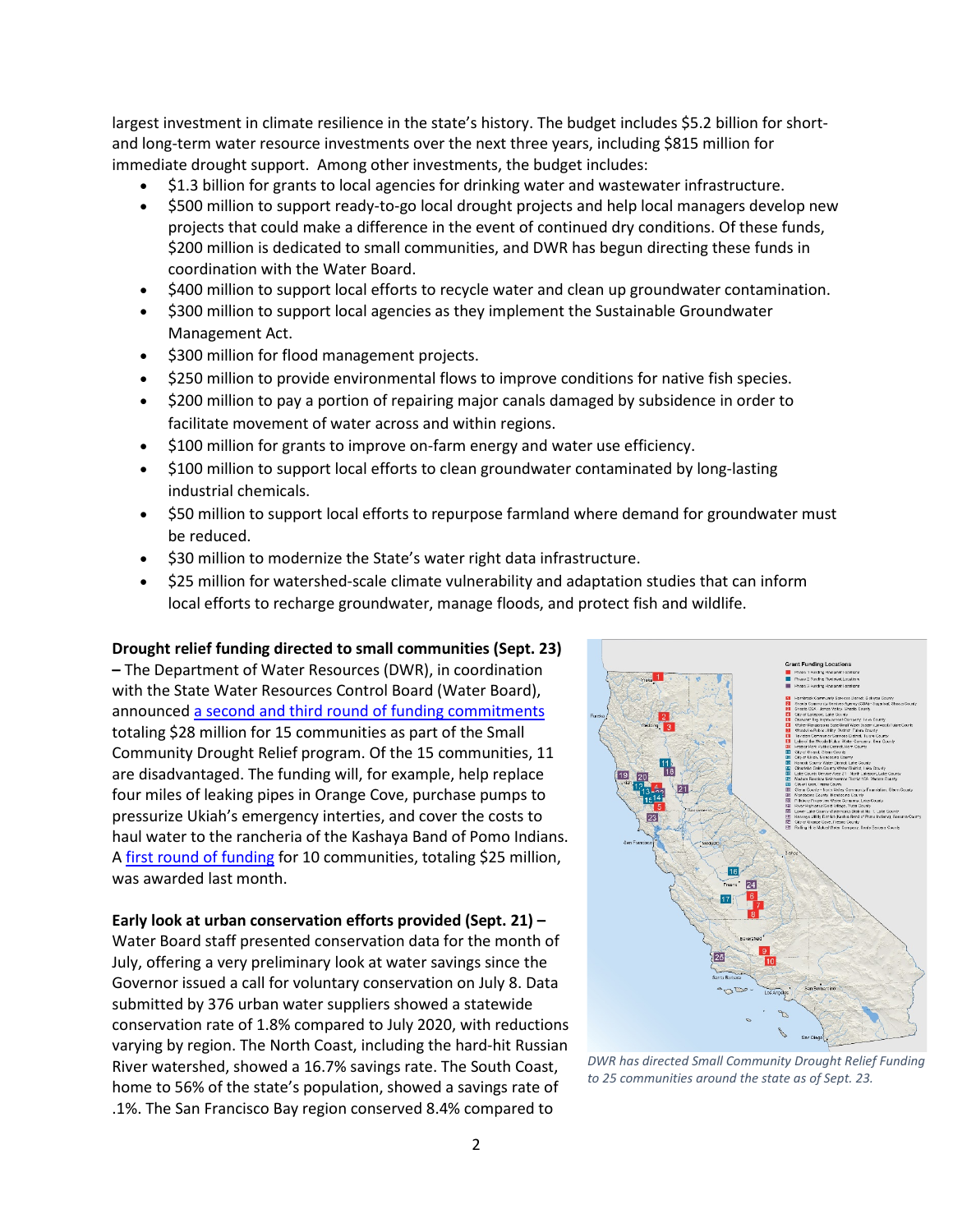largest investment in climate resilience in the state's history. The budget includes $5.2 billion for short- and long-term water resource investments over the next three years, including $815 million for immediate drought support. Among other investments, the budget includes:

- $1.3 billion for grants to local agencies for drinking water and wastewater infrastructure.
- $500 million to support ready-to-go local drought projects and help local managers develop new projects that could make a difference in the event of continued dry conditions. Of these funds, $200 million is dedicated to small communities, and DWR has begun directing these funds in coordination with the Water Board.
- $400 million to support local efforts to recycle water and clean up groundwater contamination.
- $300 million to support local agencies as they implement the Sustainable Groundwater Management Act.
- $300 million for flood management projects.
- $250 million to provide environmental flows to improve conditions for native fish species.
- $200 million to pay a portion of repairing major canals damaged by subsidence in order to facilitate movement of water across and within regions.
- $100 million for grants to improve on-farm energy and water use efficiency.
- $100 million to support local efforts to clean groundwater contaminated by long-lasting industrial chemicals.
- $50 million to support local efforts to repurpose farmland where demand for groundwater must be reduced.
- $30 million to modernize the State's water right data infrastructure.
- $25 million for watershed-scale climate vulnerability and adaptation studies that can inform local efforts to recharge groundwater, manage floods, and protect fish and wildlife.

**Drought relief funding directed to small communities (Sept. 23) –** The Department of Water Resources (DWR), in coordination with the State Water Resources Control Board (Water Board), announced a second and third round of funding commitments totaling $28 million for 15 communities as part of the Small Community Drought Relief program. Of the 15 communities, 11 are disadvantaged. The funding will, for example, help replace four miles of leaking pipes in Orange Cove, purchase pumps to pressurize Ukiah's emergency interties, and cover the costs to haul water to the rancheria of the Kashaya Band of Pomo Indians. A first round of funding for 10 communities, totaling $25 million, was awarded last month.

*DWR has directed Small Community Drought Relief Funding to 25 communities around the state as of Sept. 23.*

**Early look at urban conservation efforts provided (Sept. 21) –** Water Board staff presented conservation data for the month of July, offering a very preliminary look at water savings since the Governor issued a call for voluntary conservation on July 8. Data submitted by 376 urban water suppliers showed a statewide conservation rate of 1.8% compared to July 2020, with reductions varying by region. The North Coast, including the hard-hit Russian River watershed, showed a 16.7% savings rate. The South Coast, home to 56% of the state's population, showed a savings rate of .1%. The San Francisco Bay region conserved 8.4% compared to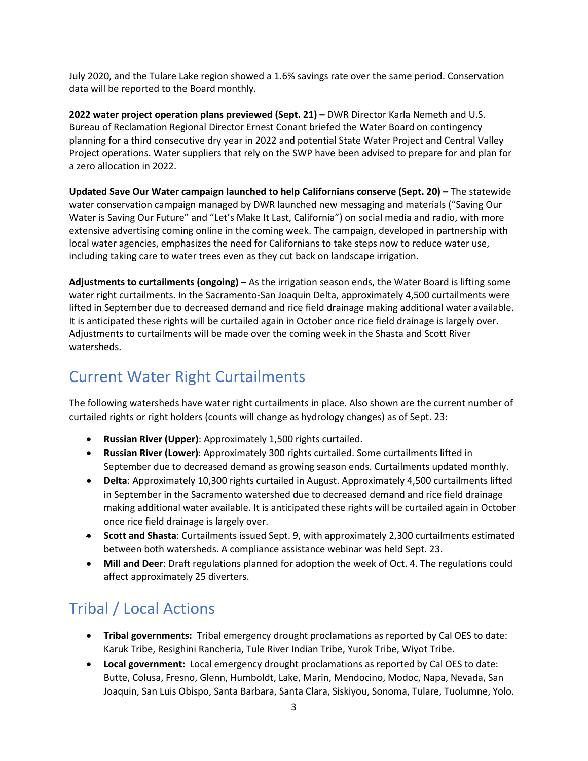July 2020, and the Tulare Lake region showed a 1.6% savings rate over the same period. Conservation data will be reported to the Board monthly.

**2022 water project operation plans previewed (Sept. 21) –** DWR Director Karla Nemeth and U.S. Bureau of Reclamation Regional Director Ernest Conant briefed the Water Board on contingency planning for a third consecutive dry year in 2022 and potential State Water Project and Central Valley Project operations. Water suppliers that rely on the SWP have been advised to prepare for and plan for a zero allocation in 2022.

**Updated Save Our Water campaign launched to help Californians conserve (Sept. 20) –** The statewide water conservation campaign managed by DWR launched new messaging and materials ("Saving Our Water is Saving Our Future" and "Let's Make It Last, California") on social media and radio, with more extensive advertising coming online in the coming week. The campaign, developed in partnership with local water agencies, emphasizes the need for Californians to take steps now to reduce water use, including taking care to water trees even as they cut back on landscape irrigation.

**Adjustments to curtailments (ongoing) –** As the irrigation season ends, the Water Board is lifting some water right curtailments. In the Sacramento-San Joaquin Delta, approximately 4,500 curtailments were lifted in September due to decreased demand and rice field drainage making additional water available. It is anticipated these rights will be curtailed again in October once rice field drainage is largely over. Adjustments to curtailments will be made over the coming week in the Shasta and Scott River watersheds.

## Current Water Right Curtailments

The following watersheds have water right curtailments in place. Also shown are the current number of curtailed rights or right holders (counts will change as hydrology changes) as of Sept. 23:

- **Russian River (Upper)**: Approximately 1,500 rights curtailed.
- **Russian River (Lower)**: Approximately 300 rights curtailed. Some curtailments lifted in September due to decreased demand as growing season ends. Curtailments updated monthly.
- **Delta**: Approximately 10,300 rights curtailed in August. Approximately 4,500 curtailments lifted in September in the Sacramento watershed due to decreased demand and rice field drainage making additional water available. It is anticipated these rights will be curtailed again in October once rice field drainage is largely over.
- **Scott and Shasta**: Curtailments issued Sept. 9, with approximately 2,300 curtailments estimated between both watersheds. A compliance assistance webinar was held Sept. 23.
- **Mill and Deer**: Draft regulations planned for adoption the week of Oct. 4. The regulations could affect approximately 25 diverters.

## Tribal / Local Actions

- **Tribal governments:** Tribal emergency drought proclamations as reported by Cal OES to date: Karuk Tribe, Resighini Rancheria, Tule River Indian Tribe, Yurok Tribe, Wiyot Tribe.
- **Local government:** Local emergency drought proclamations as reported by Cal OES to date: Butte, Colusa, Fresno, Glenn, Humboldt, Lake, Marin, Mendocino, Modoc, Napa, Nevada, San Joaquin, San Luis Obispo, Santa Barbara, Santa Clara, Siskiyou, Sonoma, Tulare, Tuolumne, Yolo.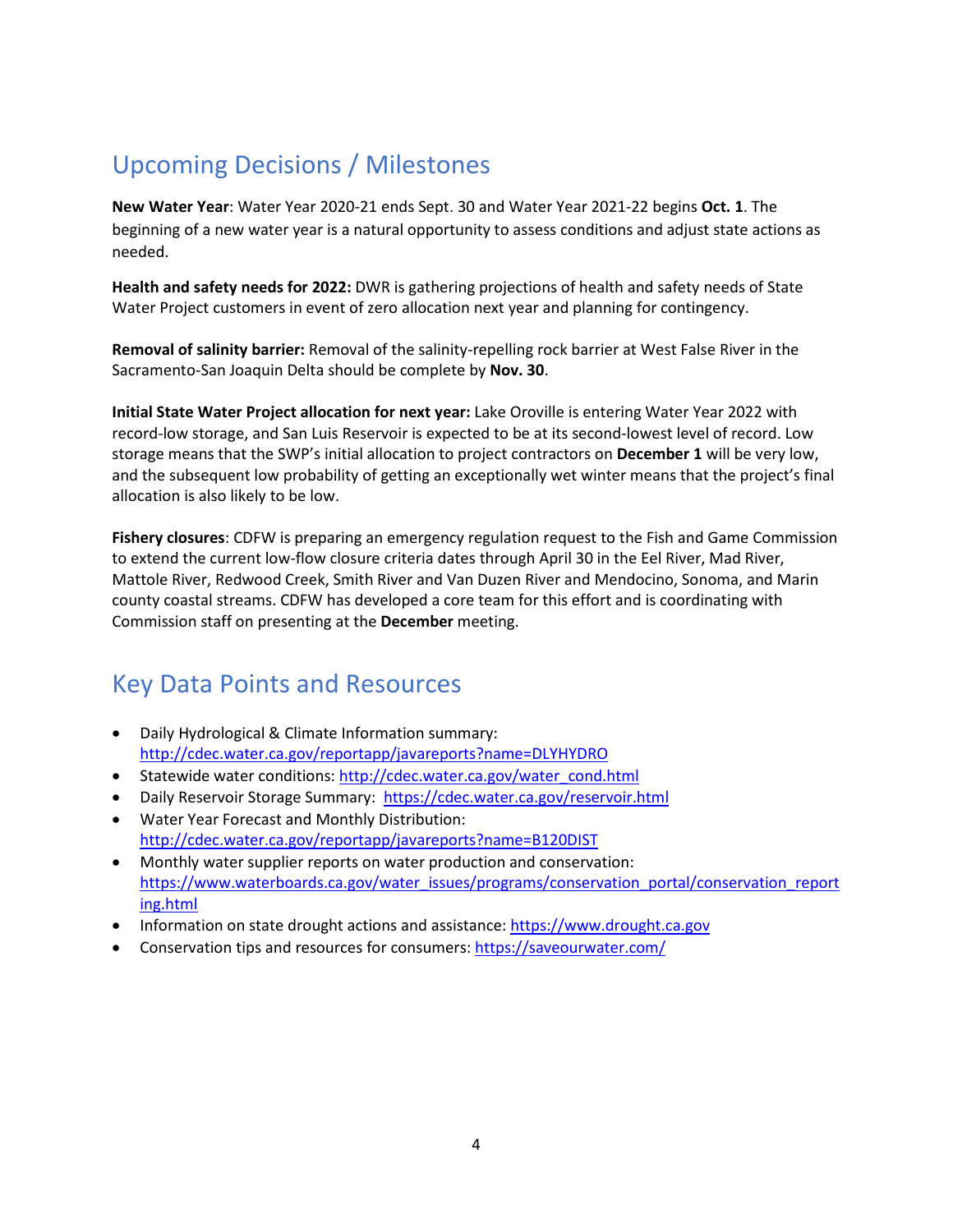## Upcoming Decisions / Milestones

**New Water Year**: Water Year 2020-21 ends Sept. 30 and Water Year 2021-22 begins **Oct. 1**. The beginning of a new water year is a natural opportunity to assess conditions and adjust state actions as needed.

**Health and safety needs for 2022:** DWR is gathering projections of health and safety needs of State Water Project customers in event of zero allocation next year and planning for contingency.

**Removal of salinity barrier:** Removal of the salinity-repelling rock barrier at West False River in the Sacramento-San Joaquin Delta should be complete by **Nov. 30**.

**Initial State Water Project allocation for next year:** Lake Oroville is entering Water Year 2022 with record-low storage, and San Luis Reservoir is expected to be at its second-lowest level of record. Low storage means that the SWP's initial allocation to project contractors on **December 1** will be very low, and the subsequent low probability of getting an exceptionally wet winter means that the project's final allocation is also likely to be low.

**Fishery closures**: CDFW is preparing an emergency regulation request to the Fish and Game Commission to extend the current low-flow closure criteria dates through April 30 in the Eel River, Mad River, Mattole River, Redwood Creek, Smith River and Van Duzen River and Mendocino, Sonoma, and Marin county coastal streams. CDFW has developed a core team for this effort and is coordinating with Commission staff on presenting at the **December** meeting.

## Key Data Points and Resources

- Daily Hydrological & Climate Information summary: http://cdec.water.ca.gov/reportapp/javareports?name=DLYHYDRO
- Statewide water conditions: http://cdec.water.ca.gov/water_cond.html
- Daily Reservoir Storage Summary: https://cdec.water.ca.gov/reservoir.html
- Water Year Forecast and Monthly Distribution: http://cdec.water.ca.gov/reportapp/javareports?name=B120DIST
- Monthly water supplier reports on water production and conservation: https://www.waterboards.ca.gov/water_issues/programs/conservation_portal/conservation_reporting.html
- Information on state drought actions and assistance: https://www.drought.ca.gov
- Conservation tips and resources for consumers: https://saveourwater.com/